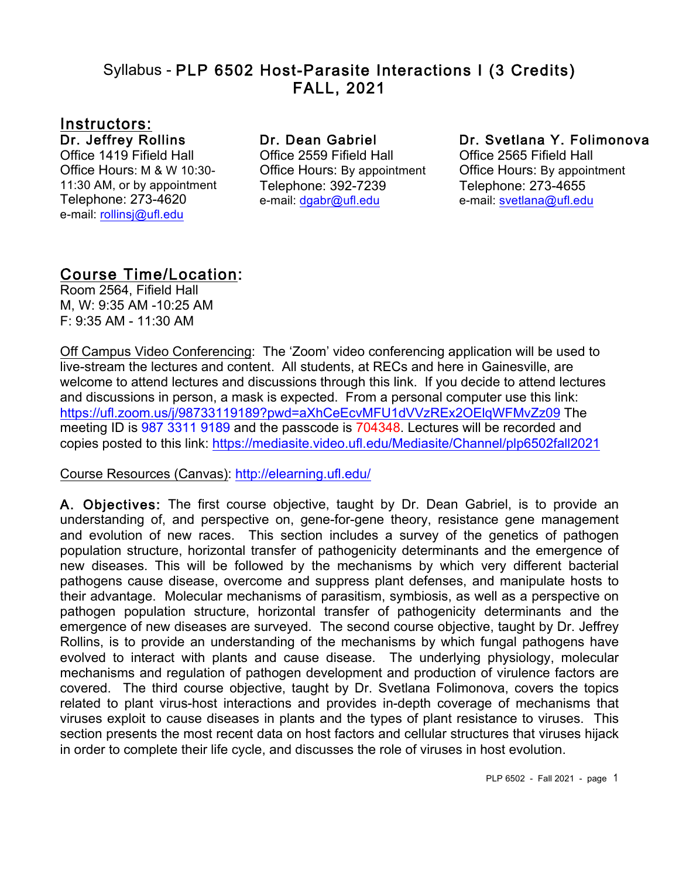# Syllabus - PLP 6502 Host-Parasite Interactions I (3 Credits) FALL, 2021

## Instructors:

**Dr. Jeffrey Rollins**
Office 1419 Fifield Hall
Office Hours: M & W 10:30-11:30 AM, or by appointment
Telephone: 273-4620
e-mail: rollinsj@ufl.edu

**Dr. Dean Gabriel**
Office 2559 Fifield Hall
Office Hours: By appointment
Telephone: 392-7239
e-mail: dgabr@ufl.edu

**Dr. Svetlana Y. Folimonova**
Office 2565 Fifield Hall
Office Hours: By appointment
Telephone: 273-4655
e-mail: svetlana@ufl.edu

## Course Time/Location:

Room 2564, Fifield Hall
M, W: 9:35 AM -10:25 AM
F: 9:35 AM - 11:30 AM

Off Campus Video Conferencing: The 'Zoom' video conferencing application will be used to live-stream the lectures and content. All students, at RECs and here in Gainesville, are welcome to attend lectures and discussions through this link. If you decide to attend lectures and discussions in person, a mask is expected. From a personal computer use this link: https://ufl.zoom.us/j/98733119189?pwd=aXhCeEcvMFU1dVVzREx2OElqWFMvZz09 The meeting ID is 987 3311 9189 and the passcode is 704348. Lectures will be recorded and copies posted to this link: https://mediasite.video.ufl.edu/Mediasite/Channel/plp6502fall2021

Course Resources (Canvas): http://elearning.ufl.edu/

**A. Objectives:** The first course objective, taught by Dr. Dean Gabriel, is to provide an understanding of, and perspective on, gene-for-gene theory, resistance gene management and evolution of new races. This section includes a survey of the genetics of pathogen population structure, horizontal transfer of pathogenicity determinants and the emergence of new diseases. This will be followed by the mechanisms by which very different bacterial pathogens cause disease, overcome and suppress plant defenses, and manipulate hosts to their advantage. Molecular mechanisms of parasitism, symbiosis, as well as a perspective on pathogen population structure, horizontal transfer of pathogenicity determinants and the emergence of new diseases are surveyed. The second course objective, taught by Dr. Jeffrey Rollins, is to provide an understanding of the mechanisms by which fungal pathogens have evolved to interact with plants and cause disease. The underlying physiology, molecular mechanisms and regulation of pathogen development and production of virulence factors are covered. The third course objective, taught by Dr. Svetlana Folimonova, covers the topics related to plant virus-host interactions and provides in-depth coverage of mechanisms that viruses exploit to cause diseases in plants and the types of plant resistance to viruses. This section presents the most recent data on host factors and cellular structures that viruses hijack in order to complete their life cycle, and discusses the role of viruses in host evolution.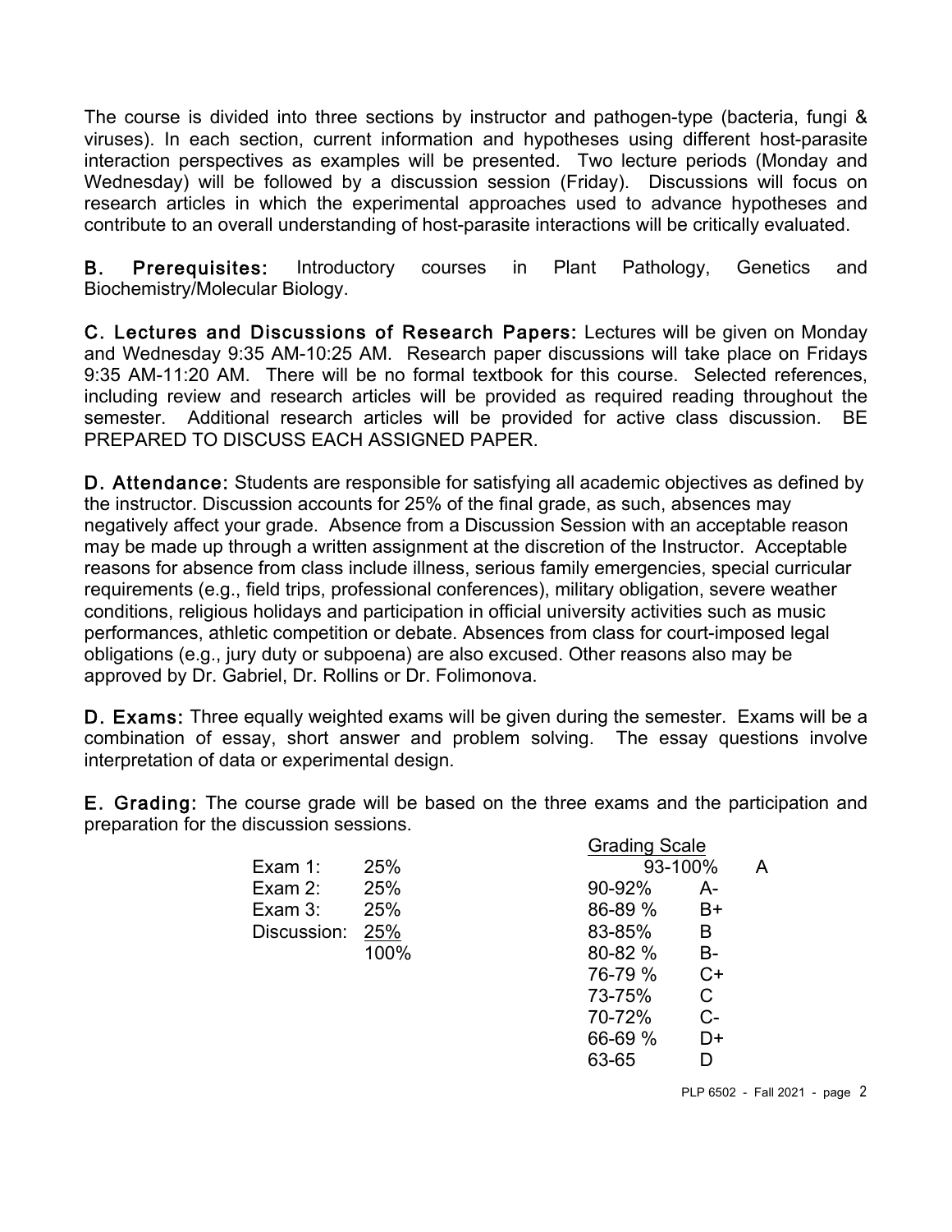The course is divided into three sections by instructor and pathogen-type (bacteria, fungi & viruses). In each section, current information and hypotheses using different host-parasite interaction perspectives as examples will be presented. Two lecture periods (Monday and Wednesday) will be followed by a discussion session (Friday). Discussions will focus on research articles in which the experimental approaches used to advance hypotheses and contribute to an overall understanding of host-parasite interactions will be critically evaluated.

**B. Prerequisites:** Introductory courses in Plant Pathology, Genetics and Biochemistry/Molecular Biology.

**C. Lectures and Discussions of Research Papers:** Lectures will be given on Monday and Wednesday 9:35 AM-10:25 AM. Research paper discussions will take place on Fridays 9:35 AM-11:20 AM. There will be no formal textbook for this course. Selected references, including review and research articles will be provided as required reading throughout the semester. Additional research articles will be provided for active class discussion. BE PREPARED TO DISCUSS EACH ASSIGNED PAPER.

**D. Attendance:** Students are responsible for satisfying all academic objectives as defined by the instructor. Discussion accounts for 25% of the final grade, as such, absences may negatively affect your grade. Absence from a Discussion Session with an acceptable reason may be made up through a written assignment at the discretion of the Instructor. Acceptable reasons for absence from class include illness, serious family emergencies, special curricular requirements (e.g., field trips, professional conferences), military obligation, severe weather conditions, religious holidays and participation in official university activities such as music performances, athletic competition or debate. Absences from class for court-imposed legal obligations (e.g., jury duty or subpoena) are also excused. Other reasons also may be approved by Dr. Gabriel, Dr. Rollins or Dr. Folimonova.

**D. Exams:** Three equally weighted exams will be given during the semester. Exams will be a combination of essay, short answer and problem solving. The essay questions involve interpretation of data or experimental design.

**E. Grading:** The course grade will be based on the three exams and the participation and preparation for the discussion sessions.

| Component | Weight |
|---|---|
| Exam 1: | 25% |
| Exam 2: | 25% |
| Exam 3: | 25% |
| Discussion: | 25% |
| | 100% |

**Grading Scale**

| Range | Grade |
|---|---|
| 93-100% | A |
| 90-92% | A- |
| 86-89 % | B+ |
| 83-85% | B |
| 80-82 % | B- |
| 76-79 % | C+ |
| 73-75% | C |
| 70-72% | C- |
| 66-69 % | D+ |
| 63-65 | D |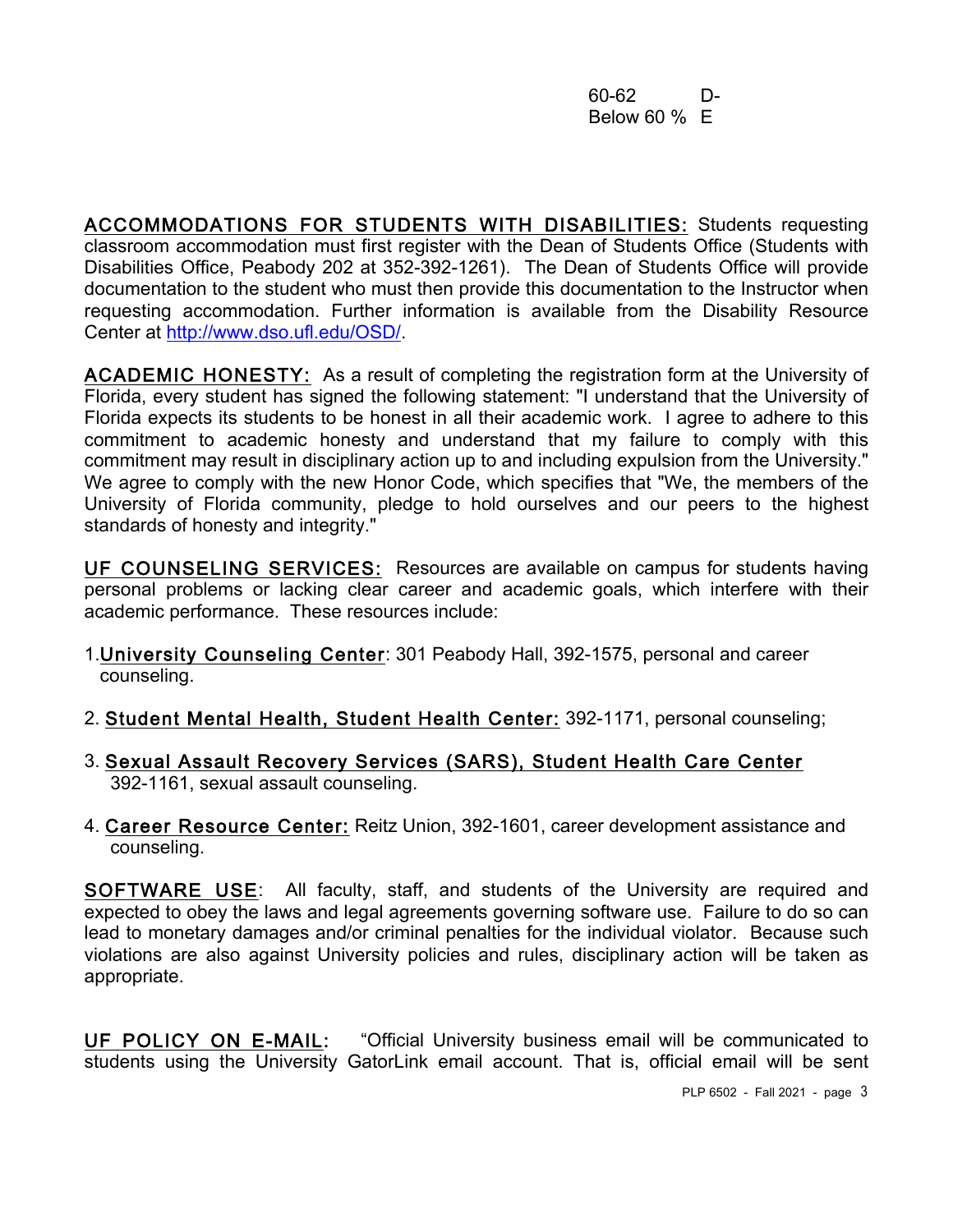| | |
|---|---|
| 60-62 | D- |
| Below 60 % | E |

**ACCOMMODATIONS FOR STUDENTS WITH DISABILITIES:** Students requesting classroom accommodation must first register with the Dean of Students Office (Students with Disabilities Office, Peabody 202 at 352-392-1261). The Dean of Students Office will provide documentation to the student who must then provide this documentation to the Instructor when requesting accommodation. Further information is available from the Disability Resource Center at [http://www.dso.ufl.edu/OSD/](http://www.dso.ufl.edu/OSD/).

**ACADEMIC HONESTY:** As a result of completing the registration form at the University of Florida, every student has signed the following statement: "I understand that the University of Florida expects its students to be honest in all their academic work. I agree to adhere to this commitment to academic honesty and understand that my failure to comply with this commitment may result in disciplinary action up to and including expulsion from the University." We agree to comply with the new Honor Code, which specifies that "We, the members of the University of Florida community, pledge to hold ourselves and our peers to the highest standards of honesty and integrity."

**UF COUNSELING SERVICES:** Resources are available on campus for students having personal problems or lacking clear career and academic goals, which interfere with their academic performance. These resources include:

1. **University Counseling Center**: 301 Peabody Hall, 392-1575, personal and career counseling.
2. **Student Mental Health, Student Health Center:** 392-1171, personal counseling;
3. **Sexual Assault Recovery Services (SARS), Student Health Care Center** 392-1161, sexual assault counseling.
4. **Career Resource Center:** Reitz Union, 392-1601, career development assistance and counseling.

**SOFTWARE USE**: All faculty, staff, and students of the University are required and expected to obey the laws and legal agreements governing software use. Failure to do so can lead to monetary damages and/or criminal penalties for the individual violator. Because such violations are also against University policies and rules, disciplinary action will be taken as appropriate.

**UF POLICY ON E-MAIL:** "Official University business email will be communicated to students using the University GatorLink email account. That is, official email will be sent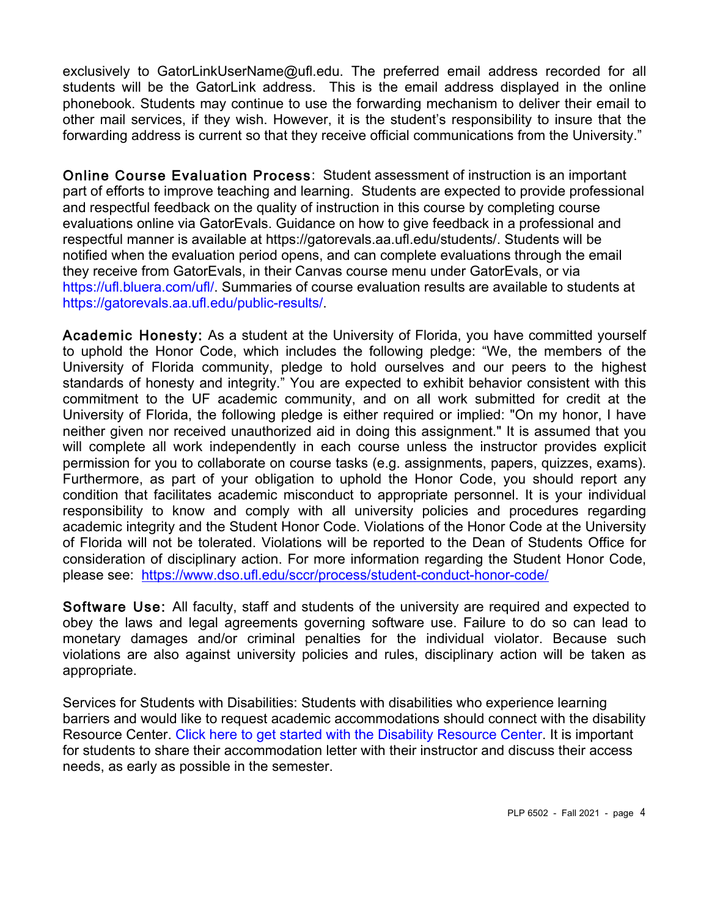exclusively to GatorLinkUserName@ufl.edu. The preferred email address recorded for all students will be the GatorLink address. This is the email address displayed in the online phonebook. Students may continue to use the forwarding mechanism to deliver their email to other mail services, if they wish. However, it is the student's responsibility to insure that the forwarding address is current so that they receive official communications from the University."

**Online Course Evaluation Process**: Student assessment of instruction is an important part of efforts to improve teaching and learning. Students are expected to provide professional and respectful feedback on the quality of instruction in this course by completing course evaluations online via GatorEvals. Guidance on how to give feedback in a professional and respectful manner is available at https://gatorevals.aa.ufl.edu/students/. Students will be notified when the evaluation period opens, and can complete evaluations through the email they receive from GatorEvals, in their Canvas course menu under GatorEvals, or via https://ufl.bluera.com/ufl/. Summaries of course evaluation results are available to students at https://gatorevals.aa.ufl.edu/public-results/.

**Academic Honesty:** As a student at the University of Florida, you have committed yourself to uphold the Honor Code, which includes the following pledge: "We, the members of the University of Florida community, pledge to hold ourselves and our peers to the highest standards of honesty and integrity." You are expected to exhibit behavior consistent with this commitment to the UF academic community, and on all work submitted for credit at the University of Florida, the following pledge is either required or implied: "On my honor, I have neither given nor received unauthorized aid in doing this assignment." It is assumed that you will complete all work independently in each course unless the instructor provides explicit permission for you to collaborate on course tasks (e.g. assignments, papers, quizzes, exams). Furthermore, as part of your obligation to uphold the Honor Code, you should report any condition that facilitates academic misconduct to appropriate personnel. It is your individual responsibility to know and comply with all university policies and procedures regarding academic integrity and the Student Honor Code. Violations of the Honor Code at the University of Florida will not be tolerated. Violations will be reported to the Dean of Students Office for consideration of disciplinary action. For more information regarding the Student Honor Code, please see: https://www.dso.ufl.edu/sccr/process/student-conduct-honor-code/

**Software Use:** All faculty, staff and students of the university are required and expected to obey the laws and legal agreements governing software use. Failure to do so can lead to monetary damages and/or criminal penalties for the individual violator. Because such violations are also against university policies and rules, disciplinary action will be taken as appropriate.

Services for Students with Disabilities: Students with disabilities who experience learning barriers and would like to request academic accommodations should connect with the disability Resource Center. Click here to get started with the Disability Resource Center. It is important for students to share their accommodation letter with their instructor and discuss their access needs, as early as possible in the semester.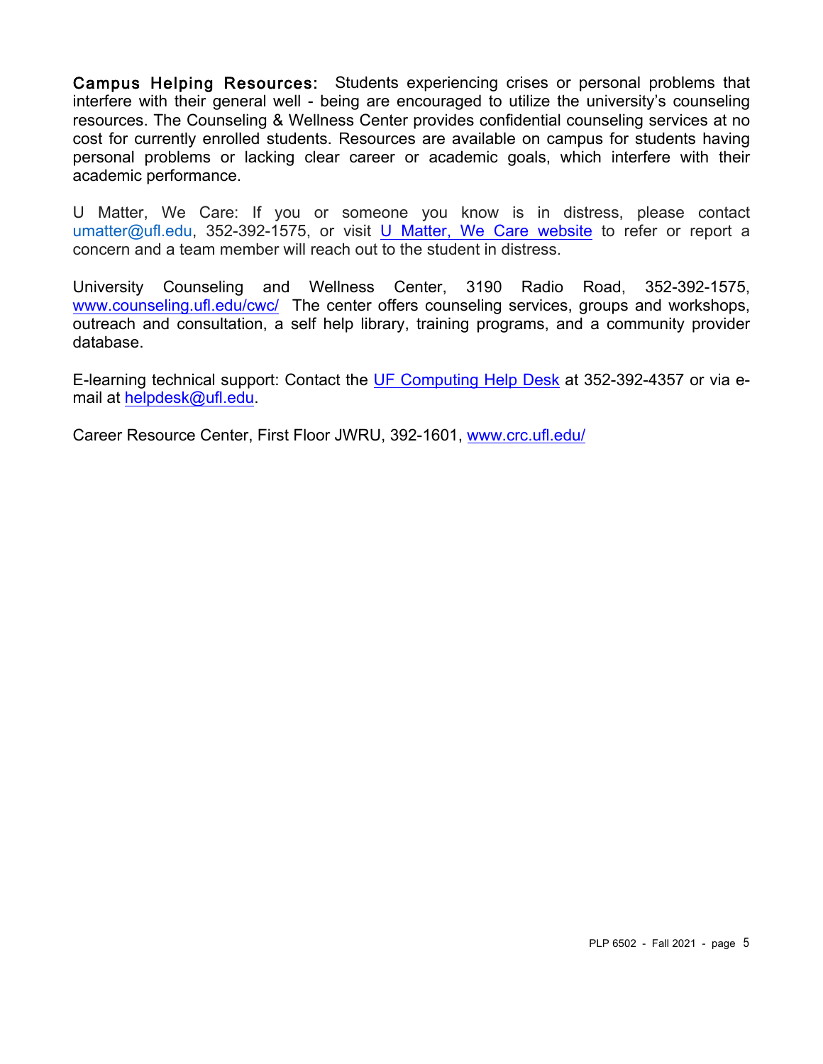**Campus Helping Resources:** Students experiencing crises or personal problems that interfere with their general well - being are encouraged to utilize the university's counseling resources. The Counseling & Wellness Center provides confidential counseling services at no cost for currently enrolled students. Resources are available on campus for students having personal problems or lacking clear career or academic goals, which interfere with their academic performance.

U Matter, We Care: If you or someone you know is in distress, please contact umatter@ufl.edu, 352-392-1575, or visit U Matter, We Care website to refer or report a concern and a team member will reach out to the student in distress.

University Counseling and Wellness Center, 3190 Radio Road, 352-392-1575, www.counseling.ufl.edu/cwc/ The center offers counseling services, groups and workshops, outreach and consultation, a self help library, training programs, and a community provider database.

E-learning technical support: Contact the UF Computing Help Desk at 352-392-4357 or via e-mail at helpdesk@ufl.edu.

Career Resource Center, First Floor JWRU, 392-1601, www.crc.ufl.edu/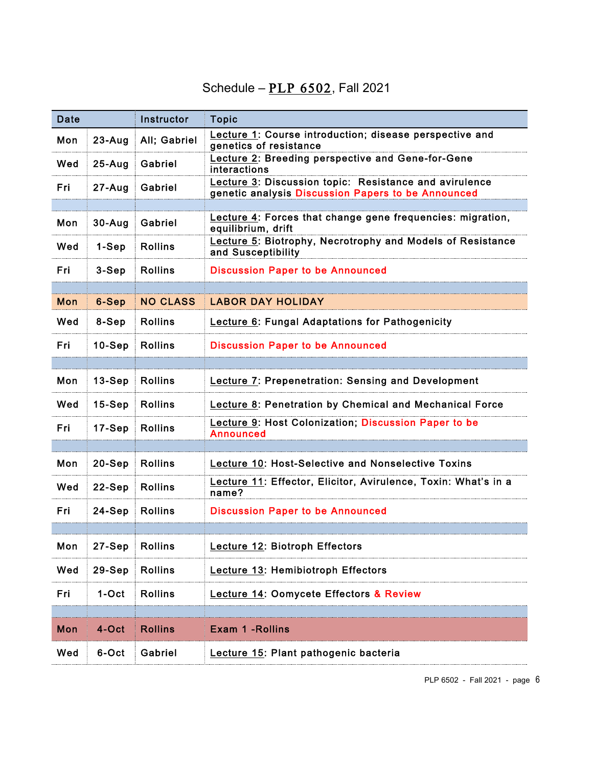# Schedule – PLP 6502, Fall 2021

| Date | | Instructor | Topic |
|---|---|---|---|
| Mon | 23-Aug | All; Gabriel | Lecture 1: Course introduction; disease perspective and genetics of resistance |
| Wed | 25-Aug | Gabriel | Lecture 2: Breeding perspective and Gene-for-Gene interactions |
| Fri | 27-Aug | Gabriel | Lecture 3: Discussion topic: Resistance and avirulence genetic analysis Discussion Papers to be Announced |
| | | | |
| Mon | 30-Aug | Gabriel | Lecture 4: Forces that change gene frequencies: migration, equilibrium, drift |
| Wed | 1-Sep | Rollins | Lecture 5: Biotrophy, Necrotrophy and Models of Resistance and Susceptibility |
| Fri | 3-Sep | Rollins | Discussion Paper to be Announced |
| | | | |
| Mon | 6-Sep | NO CLASS | LABOR DAY HOLIDAY |
| Wed | 8-Sep | Rollins | Lecture 6: Fungal Adaptations for Pathogenicity |
| Fri | 10-Sep | Rollins | Discussion Paper to be Announced |
| | | | |
| Mon | 13-Sep | Rollins | Lecture 7: Prepenetration: Sensing and Development |
| Wed | 15-Sep | Rollins | Lecture 8: Penetration by Chemical and Mechanical Force |
| Fri | 17-Sep | Rollins | Lecture 9: Host Colonization; Discussion Paper to be Announced |
| | | | |
| Mon | 20-Sep | Rollins | Lecture 10: Host-Selective and Nonselective Toxins |
| Wed | 22-Sep | Rollins | Lecture 11: Effector, Elicitor, Avirulence, Toxin: What's in a name? |
| Fri | 24-Sep | Rollins | Discussion Paper to be Announced |
| | | | |
| Mon | 27-Sep | Rollins | Lecture 12: Biotroph Effectors |
| Wed | 29-Sep | Rollins | Lecture 13: Hemibiotroph Effectors |
| Fri | 1-Oct | Rollins | Lecture 14: Oomycete Effectors & Review |
| | | | |
| Mon | 4-Oct | Rollins | Exam 1 -Rollins |
| Wed | 6-Oct | Gabriel | Lecture 15: Plant pathogenic bacteria |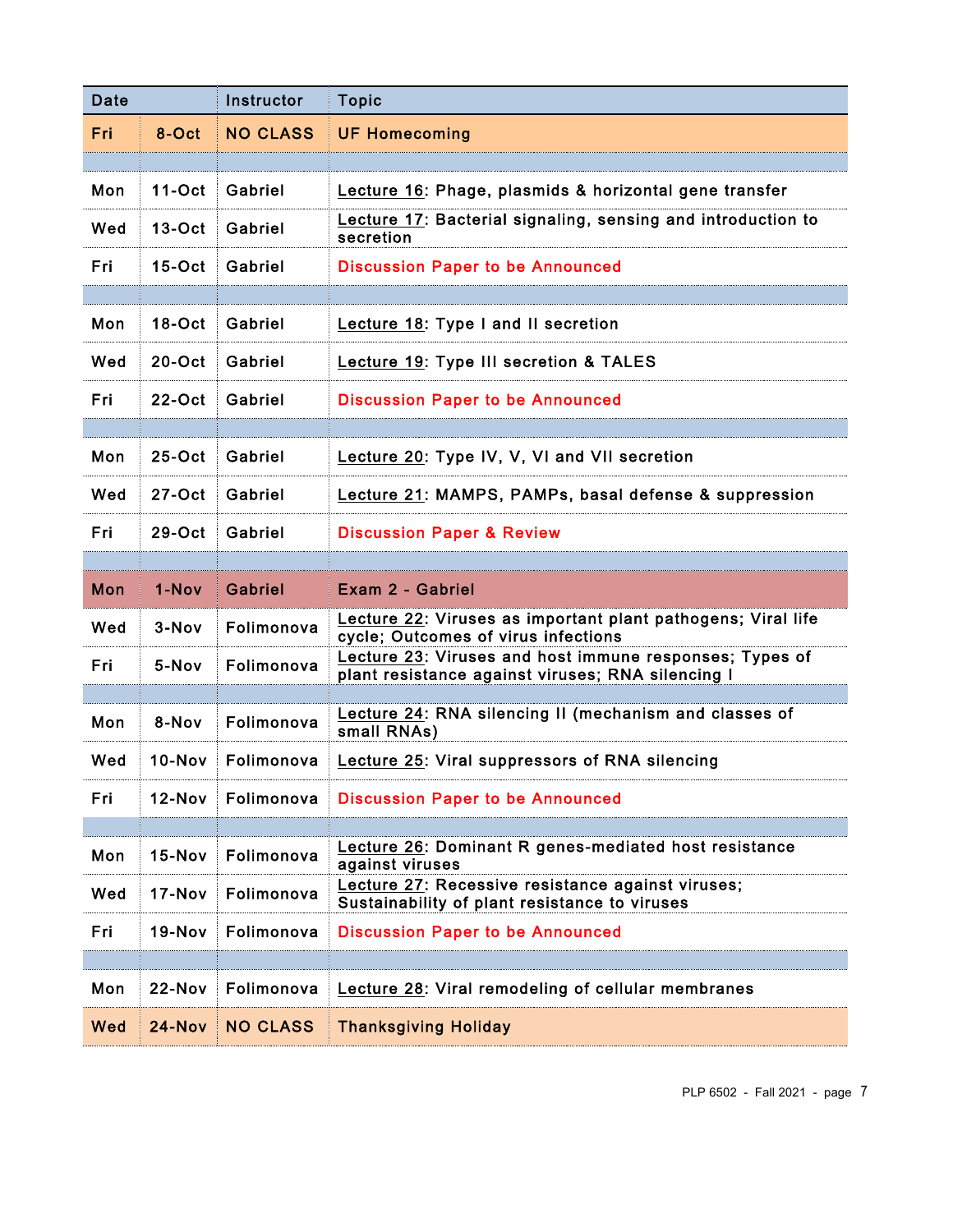| Date | | Instructor | Topic |
|---|---|---|---|
| Fri | 8-Oct | NO CLASS | UF Homecoming |
| | | | |
| Mon | 11-Oct | Gabriel | Lecture 16: Phage, plasmids & horizontal gene transfer |
| Wed | 13-Oct | Gabriel | Lecture 17: Bacterial signaling, sensing and introduction to secretion |
| Fri | 15-Oct | Gabriel | Discussion Paper to be Announced |
| | | | |
| Mon | 18-Oct | Gabriel | Lecture 18: Type I and II secretion |
| Wed | 20-Oct | Gabriel | Lecture 19: Type III secretion & TALES |
| Fri | 22-Oct | Gabriel | Discussion Paper to be Announced |
| | | | |
| Mon | 25-Oct | Gabriel | Lecture 20: Type IV, V, VI and VII secretion |
| Wed | 27-Oct | Gabriel | Lecture 21: MAMPS, PAMPs, basal defense & suppression |
| Fri | 29-Oct | Gabriel | Discussion Paper & Review |
| | | | |
| Mon | 1-Nov | Gabriel | Exam 2 - Gabriel |
| Wed | 3-Nov | Folimonova | Lecture 22: Viruses as important plant pathogens; Viral life cycle; Outcomes of virus infections |
| Fri | 5-Nov | Folimonova | Lecture 23: Viruses and host immune responses; Types of plant resistance against viruses; RNA silencing I |
| | | | |
| Mon | 8-Nov | Folimonova | Lecture 24: RNA silencing II (mechanism and classes of small RNAs) |
| Wed | 10-Nov | Folimonova | Lecture 25: Viral suppressors of RNA silencing |
| Fri | 12-Nov | Folimonova | Discussion Paper to be Announced |
| | | | |
| Mon | 15-Nov | Folimonova | Lecture 26: Dominant R genes-mediated host resistance against viruses |
| Wed | 17-Nov | Folimonova | Lecture 27: Recessive resistance against viruses; Sustainability of plant resistance to viruses |
| Fri | 19-Nov | Folimonova | Discussion Paper to be Announced |
| | | | |
| Mon | 22-Nov | Folimonova | Lecture 28: Viral remodeling of cellular membranes |
| Wed | 24-Nov | NO CLASS | Thanksgiving Holiday |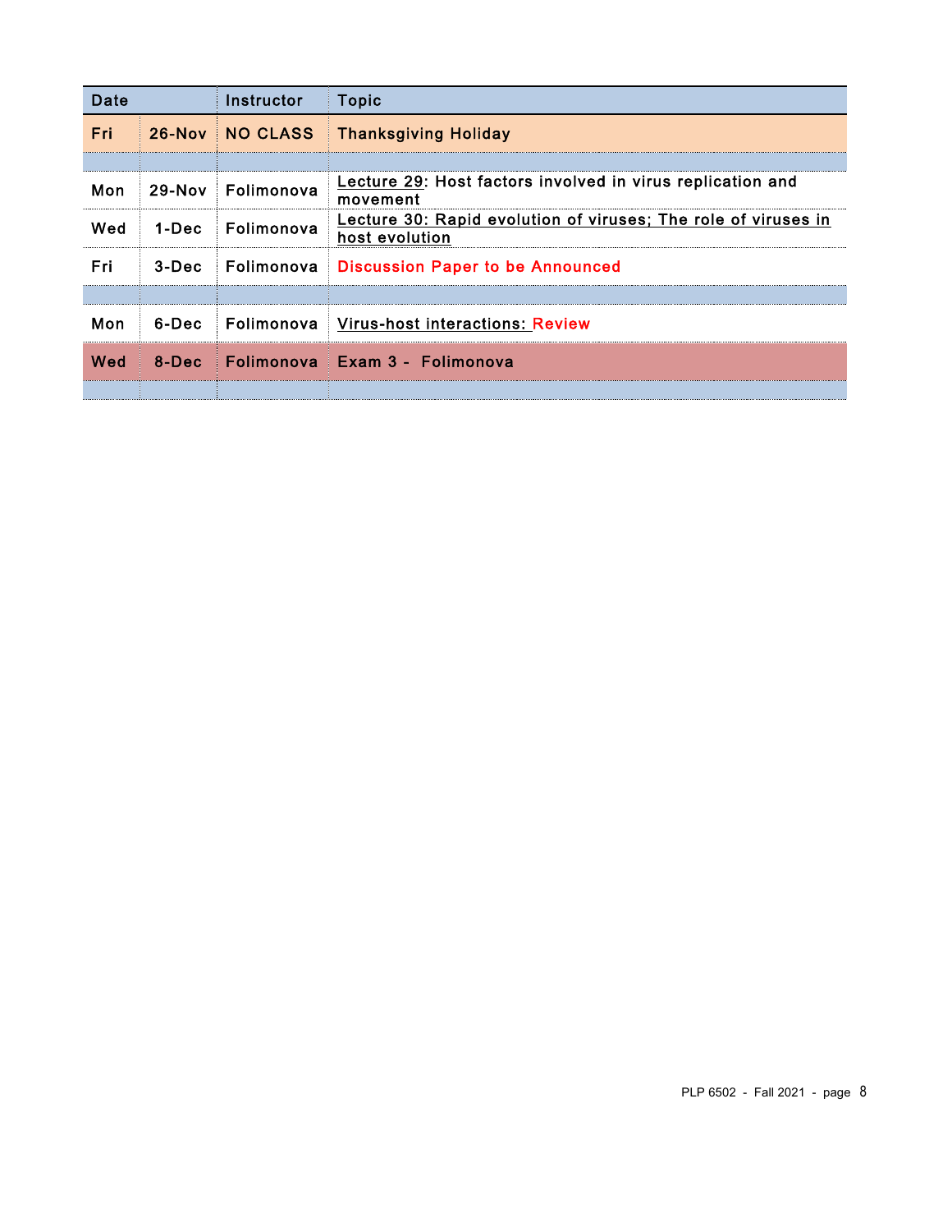| Date | | Instructor | Topic |
|---|---|---|---|
| Fri | 26-Nov | NO CLASS | Thanksgiving Holiday |
| | | | |
| Mon | 29-Nov | Folimonova | Lecture 29: Host factors involved in virus replication and movement |
| Wed | 1-Dec | Folimonova | Lecture 30: Rapid evolution of viruses; The role of viruses in host evolution |
| Fri | 3-Dec | Folimonova | Discussion Paper to be Announced |
| | | | |
| Mon | 6-Dec | Folimonova | Virus-host interactions: Review |
| Wed | 8-Dec | Folimonova | Exam 3 - Folimonova |
| | | | |